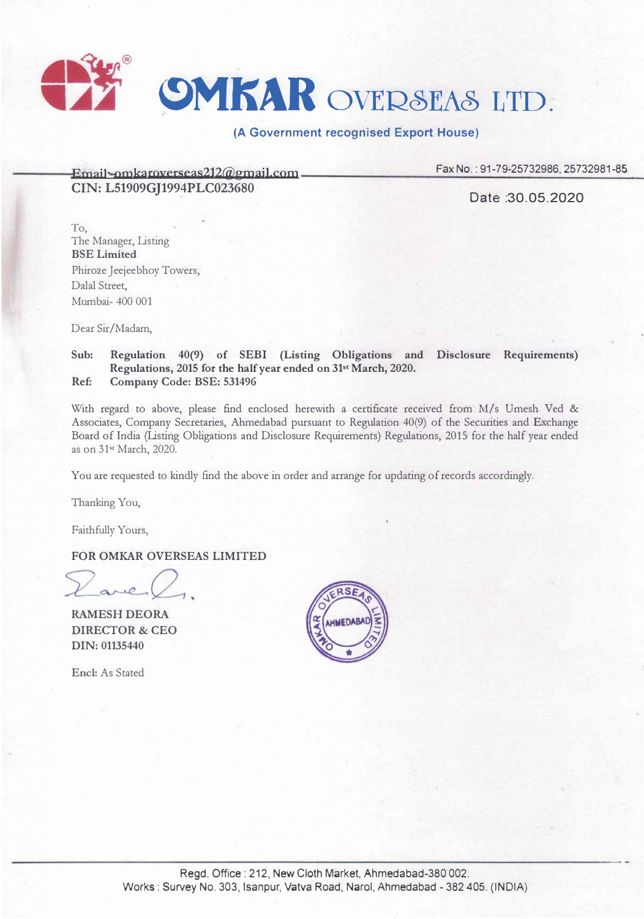# OMKAR OVERSEAS LTD.

**(A Government recognised Export House)**

Email-omkaroverseas212@gmail.com
**CIN: L51909GJ1994PLC023680**

Fax No. : 91-79-25732986, 25732981-85

Date :30.05.2020

To,
The Manager, Listing
**BSE Limited**
Phiroze Jeejeebhoy Towers,
Dalal Street,
Mumbai- 400 001

Dear Sir/Madam,

**Sub: Regulation 40(9) of SEBI (Listing Obligations and Disclosure Requirements) Regulations, 2015 for the half year ended on 31st March, 2020.**
**Ref: Company Code: BSE: 531496**

With regard to above, please find enclosed herewith a certificate received from M/s Umesh Ved & Associates, Company Secretaries, Ahmedabad pursuant to Regulation 40(9) of the Securities and Exchange Board of India (Listing Obligations and Disclosure Requirements) Regulations, 2015 for the half year ended as on 31st March, 2020.

You are requested to kindly find the above in order and arrange for updating of records accordingly.

Thanking You,

Faithfully Yours,

**FOR OMKAR OVERSEAS LIMITED**

**RAMESH DEORA**
**DIRECTOR & CEO**
**DIN: 01135440**

Encl: As Stated

Regd. Office : 212, New Cloth Market, Ahmedabad-380 002.
Works : Survey No. 303, Isanpur, Vatva Road, Narol, Ahmedabad - 382 405. (INDIA)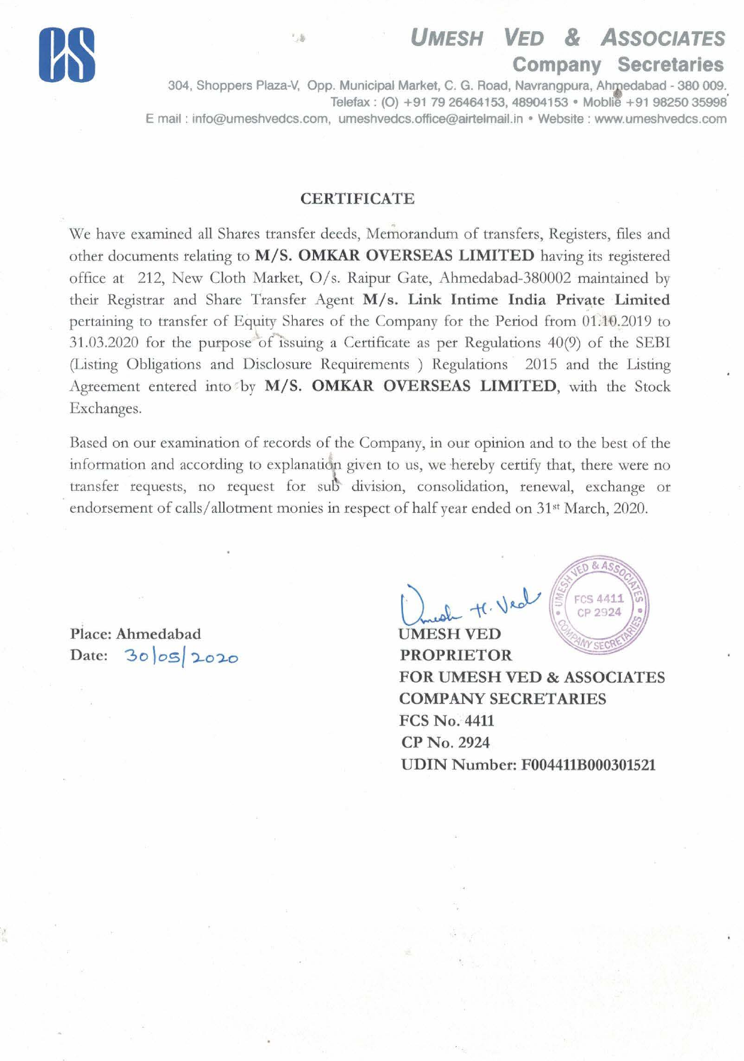**UMESH VED & ASSOCIATES**
**Company Secretaries**

304, Shoppers Plaza-V, Opp. Municipal Market, C. G. Road, Navrangpura, Ahmedabad - 380 009.
Telefax : (O) +91 79 26464153, 48904153 • Mobile +91 98250 35998
E mail : info@umeshvedcs.com, umeshvedcs.office@airtelmail.in • Website : www.umeshvedcs.com

# CERTIFICATE

We have examined all Shares transfer deeds, Memorandum of transfers, Registers, files and other documents relating to **M/S. OMKAR OVERSEAS LIMITED** having its registered office at 212, New Cloth Market, O/s. Raipur Gate, Ahmedabad-380002 maintained by their Registrar and Share Transfer Agent **M/s. Link Intime India Private Limited** pertaining to transfer of Equity Shares of the Company for the Period from 01.10.2019 to 31.03.2020 for the purpose of issuing a Certificate as per Regulations 40(9) of the SEBI (Listing Obligations and Disclosure Requirements ) Regulations 2015 and the Listing Agreement entered into by **M/S. OMKAR OVERSEAS LIMITED**, with the Stock Exchanges.

Based on our examination of records of the Company, in our opinion and to the best of the information and according to explanation given to us, we hereby certify that, there were no transfer requests, no request for sub division, consolidation, renewal, exchange or endorsement of calls/allotment monies in respect of half year ended on 31st March, 2020.

Place: Ahmedabad
Date: 30/05/2020

**UMESH VED**
**PROPRIETOR**
**FOR UMESH VED & ASSOCIATES**
**COMPANY SECRETARIES**
**FCS No. 4411**
**CP No. 2924**
**UDIN Number: F004411B000301521**